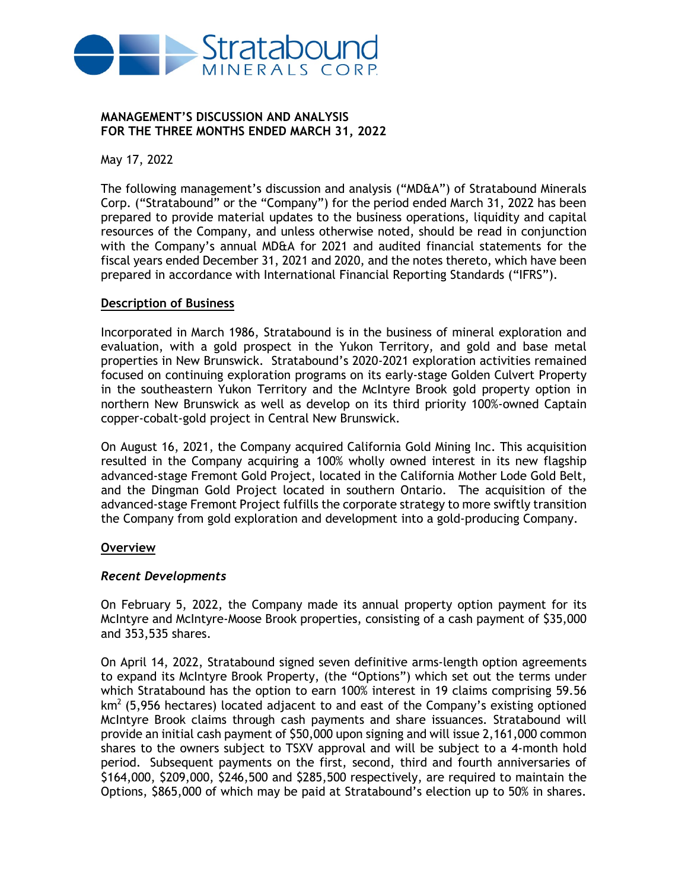# MANAGEMENT'S DISCUSSION AND ANALYSIS
# FOR THE THREE MONTHS ENDED MARCH 31, 2022

May 17, 2022

The following management's discussion and analysis ("MD&A") of Stratabound Minerals Corp. ("Stratabound" or the "Company") for the period ended March 31, 2022 has been prepared to provide material updates to the business operations, liquidity and capital resources of the Company, and unless otherwise noted, should be read in conjunction with the Company's annual MD&A for 2021 and audited financial statements for the fiscal years ended December 31, 2021 and 2020, and the notes thereto, which have been prepared in accordance with International Financial Reporting Standards ("IFRS").

## Description of Business

Incorporated in March 1986, Stratabound is in the business of mineral exploration and evaluation, with a gold prospect in the Yukon Territory, and gold and base metal properties in New Brunswick. Stratabound's 2020-2021 exploration activities remained focused on continuing exploration programs on its early-stage Golden Culvert Property in the southeastern Yukon Territory and the McIntyre Brook gold property option in northern New Brunswick as well as develop on its third priority 100%-owned Captain copper-cobalt-gold project in Central New Brunswick.

On August 16, 2021, the Company acquired California Gold Mining Inc. This acquisition resulted in the Company acquiring a 100% wholly owned interest in its new flagship advanced-stage Fremont Gold Project, located in the California Mother Lode Gold Belt, and the Dingman Gold Project located in southern Ontario. The acquisition of the advanced-stage Fremont Project fulfills the corporate strategy to more swiftly transition the Company from gold exploration and development into a gold-producing Company.

## Overview

### *Recent Developments*

On February 5, 2022, the Company made its annual property option payment for its McIntyre and McIntyre-Moose Brook properties, consisting of a cash payment of $35,000 and 353,535 shares.

On April 14, 2022, Stratabound signed seven definitive arms-length option agreements to expand its McIntyre Brook Property, (the "Options") which set out the terms under which Stratabound has the option to earn 100% interest in 19 claims comprising 59.56 km$^2$ (5,956 hectares) located adjacent to and east of the Company's existing optioned McIntyre Brook claims through cash payments and share issuances. Stratabound will provide an initial cash payment of $50,000 upon signing and will issue 2,161,000 common shares to the owners subject to TSXV approval and will be subject to a 4-month hold period. Subsequent payments on the first, second, third and fourth anniversaries of $164,000, $209,000, $246,500 and $285,500 respectively, are required to maintain the Options, $865,000 of which may be paid at Stratabound's election up to 50% in shares.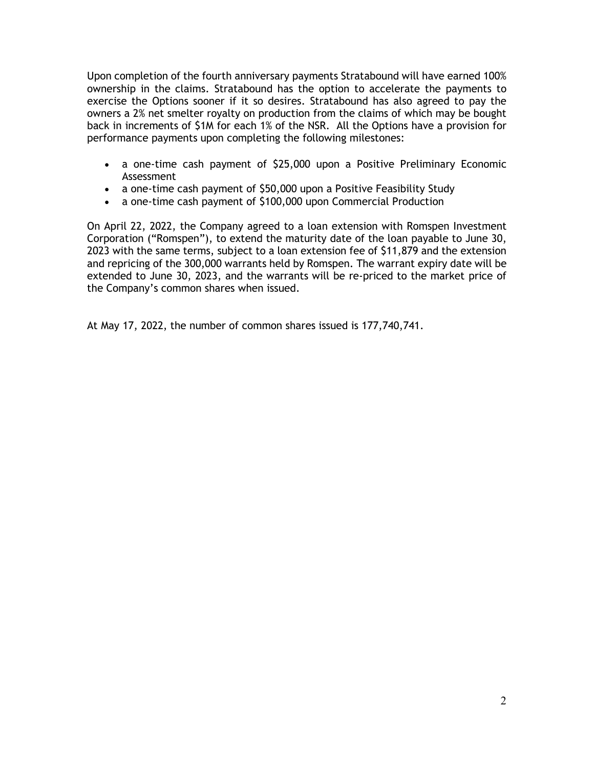Upon completion of the fourth anniversary payments Stratabound will have earned 100% ownership in the claims. Stratabound has the option to accelerate the payments to exercise the Options sooner if it so desires. Stratabound has also agreed to pay the owners a 2% net smelter royalty on production from the claims of which may be bought back in increments of $1M for each 1% of the NSR. All the Options have a provision for performance payments upon completing the following milestones:

- a one-time cash payment of $25,000 upon a Positive Preliminary Economic Assessment
- a one-time cash payment of $50,000 upon a Positive Feasibility Study
- a one-time cash payment of $100,000 upon Commercial Production

On April 22, 2022, the Company agreed to a loan extension with Romspen Investment Corporation ("Romspen"), to extend the maturity date of the loan payable to June 30, 2023 with the same terms, subject to a loan extension fee of $11,879 and the extension and repricing of the 300,000 warrants held by Romspen. The warrant expiry date will be extended to June 30, 2023, and the warrants will be re-priced to the market price of the Company's common shares when issued.

At May 17, 2022, the number of common shares issued is 177,740,741.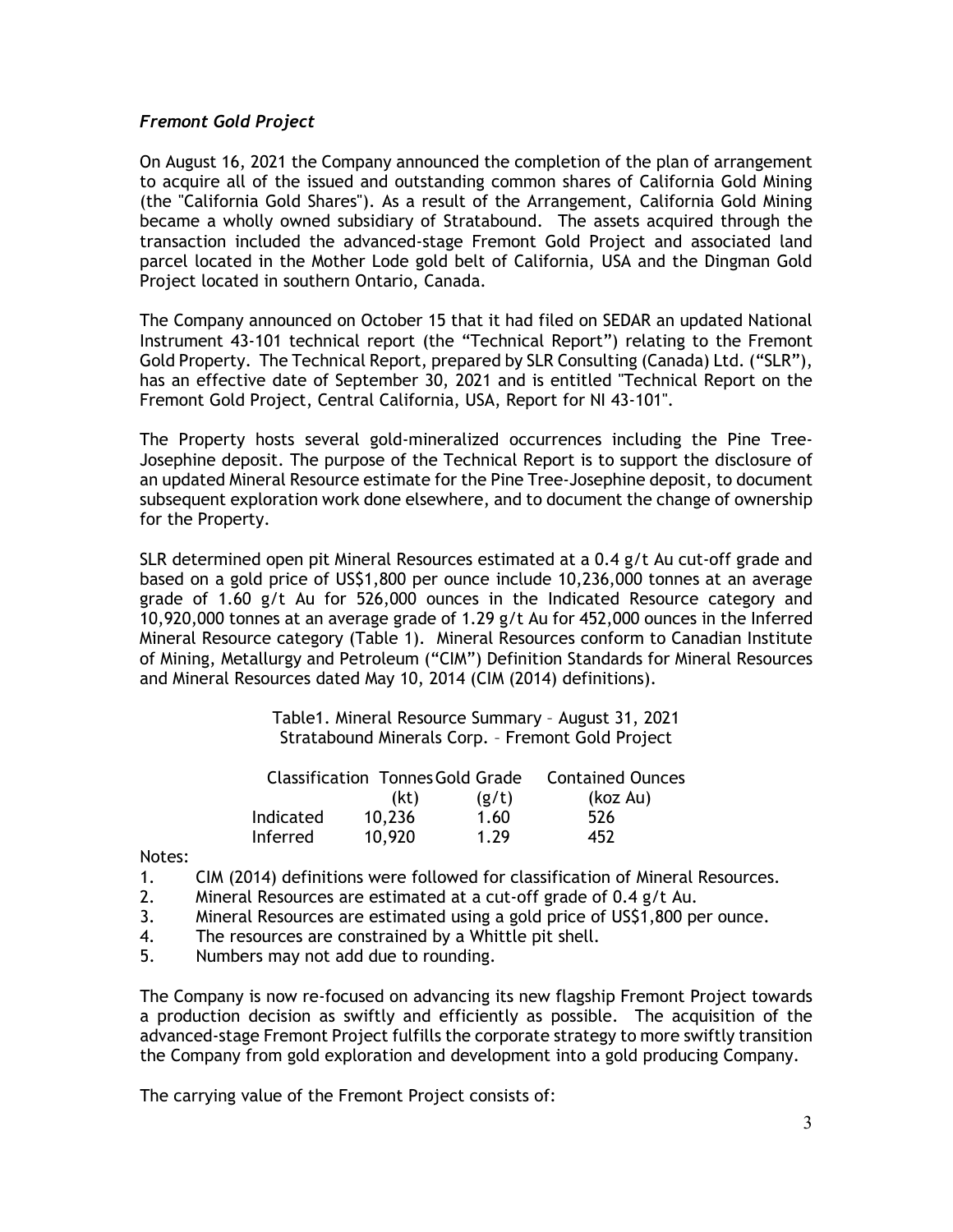### *Fremont Gold Project*

On August 16, 2021 the Company announced the completion of the plan of arrangement to acquire all of the issued and outstanding common shares of California Gold Mining (the "California Gold Shares"). As a result of the Arrangement, California Gold Mining became a wholly owned subsidiary of Stratabound. The assets acquired through the transaction included the advanced-stage Fremont Gold Project and associated land parcel located in the Mother Lode gold belt of California, USA and the Dingman Gold Project located in southern Ontario, Canada.

The Company announced on October 15 that it had filed on SEDAR an updated National Instrument 43-101 technical report (the "Technical Report") relating to the Fremont Gold Property. The Technical Report, prepared by SLR Consulting (Canada) Ltd. ("SLR"), has an effective date of September 30, 2021 and is entitled "Technical Report on the Fremont Gold Project, Central California, USA, Report for NI 43-101".

The Property hosts several gold-mineralized occurrences including the Pine Tree-Josephine deposit. The purpose of the Technical Report is to support the disclosure of an updated Mineral Resource estimate for the Pine Tree-Josephine deposit, to document subsequent exploration work done elsewhere, and to document the change of ownership for the Property.

SLR determined open pit Mineral Resources estimated at a 0.4 g/t Au cut-off grade and based on a gold price of US$1,800 per ounce include 10,236,000 tonnes at an average grade of 1.60 g/t Au for 526,000 ounces in the Indicated Resource category and 10,920,000 tonnes at an average grade of 1.29 g/t Au for 452,000 ounces in the Inferred Mineral Resource category (Table 1). Mineral Resources conform to Canadian Institute of Mining, Metallurgy and Petroleum ("CIM") Definition Standards for Mineral Resources and Mineral Resources dated May 10, 2014 (CIM (2014) definitions).

Table1. Mineral Resource Summary – August 31, 2021
Stratabound Minerals Corp. – Fremont Gold Project

| Classification | Tonnes (kt) | Gold Grade (g/t) | Contained Ounces (koz Au) |
|---|---|---|---|
| Indicated | 10,236 | 1.60 | 526 |
| Inferred | 10,920 | 1.29 | 452 |

Notes:

1. CIM (2014) definitions were followed for classification of Mineral Resources.
2. Mineral Resources are estimated at a cut-off grade of 0.4 g/t Au.
3. Mineral Resources are estimated using a gold price of US$1,800 per ounce.
4. The resources are constrained by a Whittle pit shell.
5. Numbers may not add due to rounding.

The Company is now re-focused on advancing its new flagship Fremont Project towards a production decision as swiftly and efficiently as possible. The acquisition of the advanced-stage Fremont Project fulfills the corporate strategy to more swiftly transition the Company from gold exploration and development into a gold producing Company.

The carrying value of the Fremont Project consists of: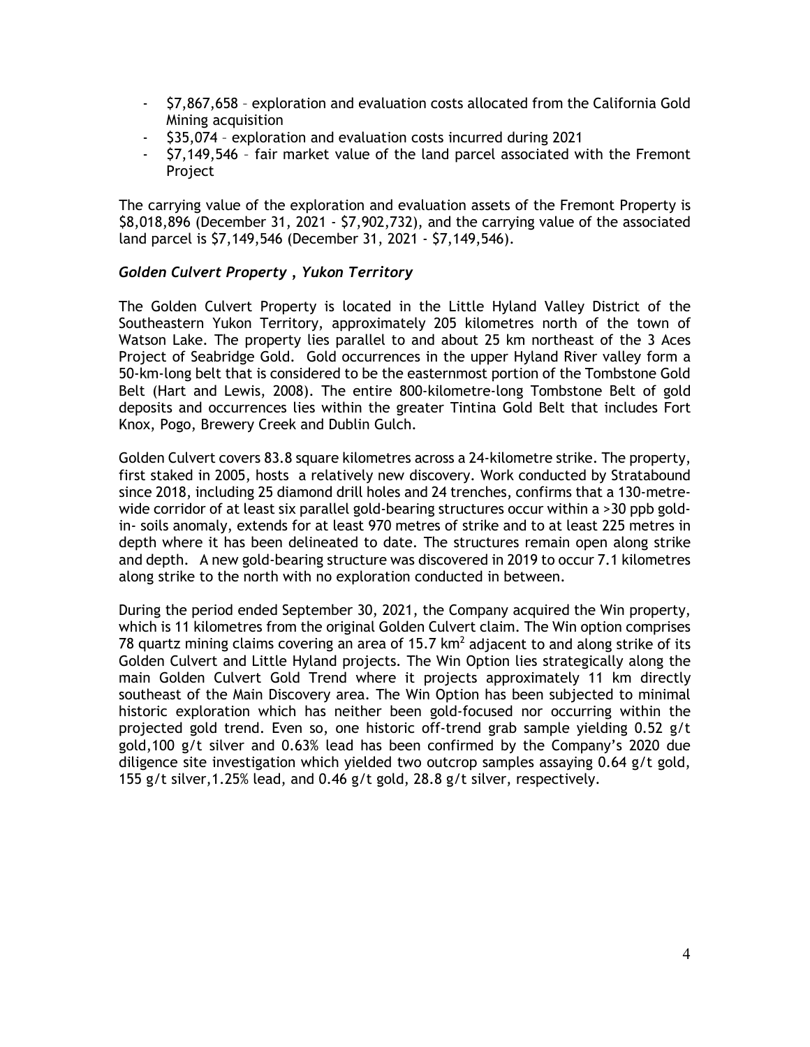- $7,867,658 – exploration and evaluation costs allocated from the California Gold Mining acquisition
- $35,074 – exploration and evaluation costs incurred during 2021
- $7,149,546 – fair market value of the land parcel associated with the Fremont Project

The carrying value of the exploration and evaluation assets of the Fremont Property is $8,018,896 (December 31, 2021 - $7,902,732), and the carrying value of the associated land parcel is $7,149,546 (December 31, 2021 - $7,149,546).

***Golden Culvert Property , Yukon Territory***

The Golden Culvert Property is located in the Little Hyland Valley District of the Southeastern Yukon Territory, approximately 205 kilometres north of the town of Watson Lake. The property lies parallel to and about 25 km northeast of the 3 Aces Project of Seabridge Gold. Gold occurrences in the upper Hyland River valley form a 50-km-long belt that is considered to be the easternmost portion of the Tombstone Gold Belt (Hart and Lewis, 2008). The entire 800-kilometre-long Tombstone Belt of gold deposits and occurrences lies within the greater Tintina Gold Belt that includes Fort Knox, Pogo, Brewery Creek and Dublin Gulch.

Golden Culvert covers 83.8 square kilometres across a 24-kilometre strike. The property, first staked in 2005, hosts a relatively new discovery. Work conducted by Stratabound since 2018, including 25 diamond drill holes and 24 trenches, confirms that a 130-metre-wide corridor of at least six parallel gold-bearing structures occur within a >30 ppb gold-in- soils anomaly, extends for at least 970 metres of strike and to at least 225 metres in depth where it has been delineated to date. The structures remain open along strike and depth. A new gold-bearing structure was discovered in 2019 to occur 7.1 kilometres along strike to the north with no exploration conducted in between.

During the period ended September 30, 2021, the Company acquired the Win property, which is 11 kilometres from the original Golden Culvert claim. The Win option comprises 78 quartz mining claims covering an area of 15.7 km$^2$ adjacent to and along strike of its Golden Culvert and Little Hyland projects. The Win Option lies strategically along the main Golden Culvert Gold Trend where it projects approximately 11 km directly southeast of the Main Discovery area. The Win Option has been subjected to minimal historic exploration which has neither been gold-focused nor occurring within the projected gold trend. Even so, one historic off-trend grab sample yielding 0.52 g/t gold,100 g/t silver and 0.63% lead has been confirmed by the Company's 2020 due diligence site investigation which yielded two outcrop samples assaying 0.64 g/t gold, 155 g/t silver,1.25% lead, and 0.46 g/t gold, 28.8 g/t silver, respectively.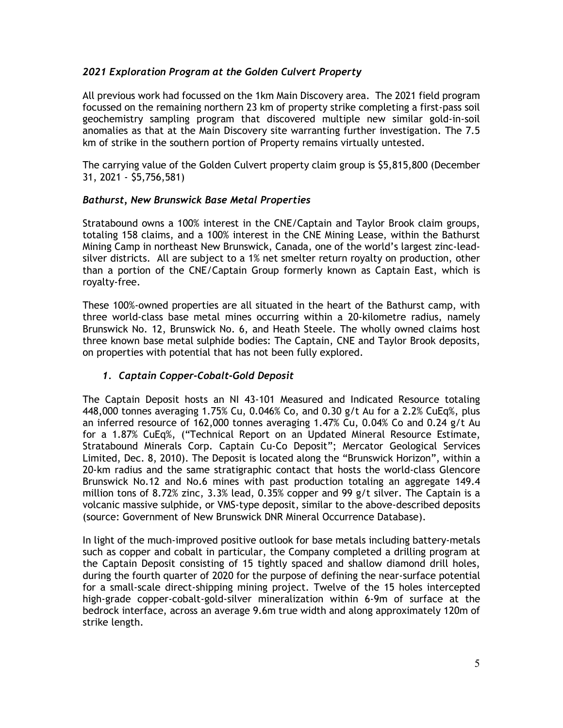### *2021 Exploration Program at the Golden Culvert Property*

All previous work had focussed on the 1km Main Discovery area. The 2021 field program focussed on the remaining northern 23 km of property strike completing a first-pass soil geochemistry sampling program that discovered multiple new similar gold-in-soil anomalies as that at the Main Discovery site warranting further investigation. The 7.5 km of strike in the southern portion of Property remains virtually untested.

The carrying value of the Golden Culvert property claim group is $5,815,800 (December 31, 2021 - $5,756,581)

### *Bathurst, New Brunswick Base Metal Properties*

Stratabound owns a 100% interest in the CNE/Captain and Taylor Brook claim groups, totaling 158 claims, and a 100% interest in the CNE Mining Lease, within the Bathurst Mining Camp in northeast New Brunswick, Canada, one of the world's largest zinc-lead-silver districts. All are subject to a 1% net smelter return royalty on production, other than a portion of the CNE/Captain Group formerly known as Captain East, which is royalty-free.

These 100%-owned properties are all situated in the heart of the Bathurst camp, with three world-class base metal mines occurring within a 20-kilometre radius, namely Brunswick No. 12, Brunswick No. 6, and Heath Steele. The wholly owned claims host three known base metal sulphide bodies: The Captain, CNE and Taylor Brook deposits, on properties with potential that has not been fully explored.

#### *1. Captain Copper-Cobalt-Gold Deposit*

The Captain Deposit hosts an NI 43-101 Measured and Indicated Resource totaling 448,000 tonnes averaging 1.75% Cu, 0.046% Co, and 0.30 g/t Au for a 2.2% CuEq%, plus an inferred resource of 162,000 tonnes averaging 1.47% Cu, 0.04% Co and 0.24 g/t Au for a 1.87% CuEq%, ("Technical Report on an Updated Mineral Resource Estimate, Stratabound Minerals Corp. Captain Cu-Co Deposit"; Mercator Geological Services Limited, Dec. 8, 2010). The Deposit is located along the "Brunswick Horizon", within a 20-km radius and the same stratigraphic contact that hosts the world-class Glencore Brunswick No.12 and No.6 mines with past production totaling an aggregate 149.4 million tons of 8.72% zinc, 3.3% lead, 0.35% copper and 99 g/t silver. The Captain is a volcanic massive sulphide, or VMS-type deposit, similar to the above-described deposits (source: Government of New Brunswick DNR Mineral Occurrence Database).

In light of the much-improved positive outlook for base metals including battery-metals such as copper and cobalt in particular, the Company completed a drilling program at the Captain Deposit consisting of 15 tightly spaced and shallow diamond drill holes, during the fourth quarter of 2020 for the purpose of defining the near-surface potential for a small-scale direct-shipping mining project. Twelve of the 15 holes intercepted high-grade copper-cobalt-gold-silver mineralization within 6-9m of surface at the bedrock interface, across an average 9.6m true width and along approximately 120m of strike length.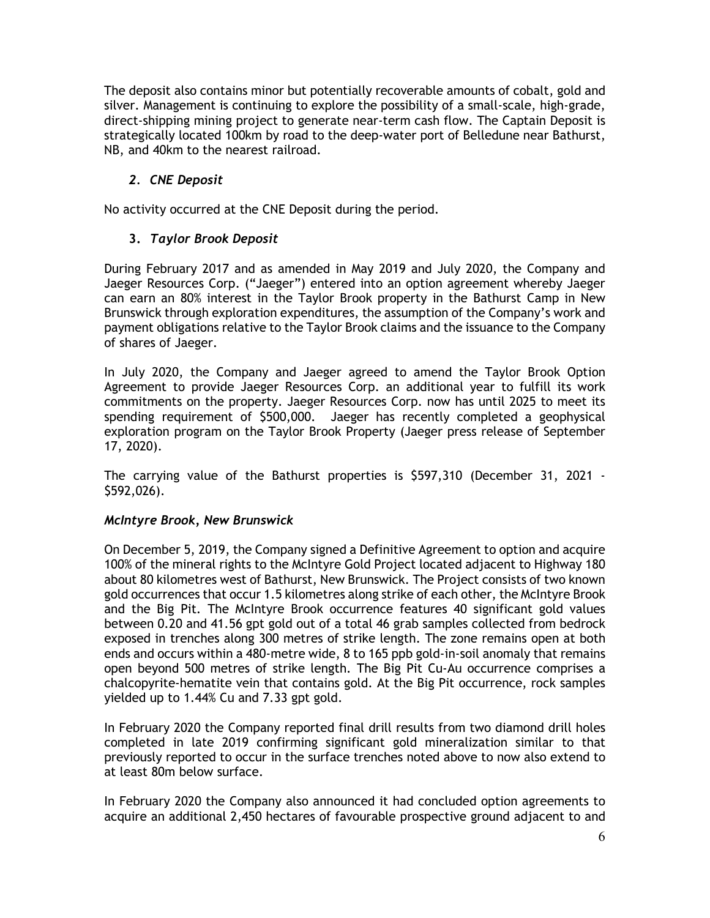The deposit also contains minor but potentially recoverable amounts of cobalt, gold and silver. Management is continuing to explore the possibility of a small-scale, high-grade, direct-shipping mining project to generate near-term cash flow. The Captain Deposit is strategically located 100km by road to the deep-water port of Belledune near Bathurst, NB, and 40km to the nearest railroad.

### *2. CNE Deposit*

No activity occurred at the CNE Deposit during the period.

### 3. *Taylor Brook Deposit*

During February 2017 and as amended in May 2019 and July 2020, the Company and Jaeger Resources Corp. ("Jaeger") entered into an option agreement whereby Jaeger can earn an 80% interest in the Taylor Brook property in the Bathurst Camp in New Brunswick through exploration expenditures, the assumption of the Company's work and payment obligations relative to the Taylor Brook claims and the issuance to the Company of shares of Jaeger.

In July 2020, the Company and Jaeger agreed to amend the Taylor Brook Option Agreement to provide Jaeger Resources Corp. an additional year to fulfill its work commitments on the property. Jaeger Resources Corp. now has until 2025 to meet its spending requirement of $500,000. Jaeger has recently completed a geophysical exploration program on the Taylor Brook Property (Jaeger press release of September 17, 2020).

The carrying value of the Bathurst properties is $597,310 (December 31, 2021 - $592,026).

### *McIntyre Brook, New Brunswick*

On December 5, 2019, the Company signed a Definitive Agreement to option and acquire 100% of the mineral rights to the McIntyre Gold Project located adjacent to Highway 180 about 80 kilometres west of Bathurst, New Brunswick. The Project consists of two known gold occurrences that occur 1.5 kilometres along strike of each other, the McIntyre Brook and the Big Pit. The McIntyre Brook occurrence features 40 significant gold values between 0.20 and 41.56 gpt gold out of a total 46 grab samples collected from bedrock exposed in trenches along 300 metres of strike length. The zone remains open at both ends and occurs within a 480-metre wide, 8 to 165 ppb gold-in-soil anomaly that remains open beyond 500 metres of strike length. The Big Pit Cu-Au occurrence comprises a chalcopyrite-hematite vein that contains gold. At the Big Pit occurrence, rock samples yielded up to 1.44% Cu and 7.33 gpt gold.

In February 2020 the Company reported final drill results from two diamond drill holes completed in late 2019 confirming significant gold mineralization similar to that previously reported to occur in the surface trenches noted above to now also extend to at least 80m below surface.

In February 2020 the Company also announced it had concluded option agreements to acquire an additional 2,450 hectares of favourable prospective ground adjacent to and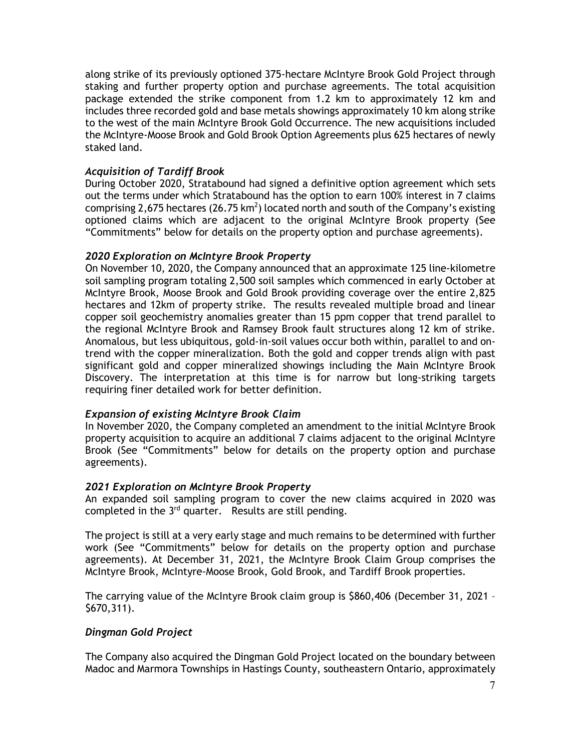along strike of its previously optioned 375-hectare McIntyre Brook Gold Project through staking and further property option and purchase agreements. The total acquisition package extended the strike component from 1.2 km to approximately 12 km and includes three recorded gold and base metals showings approximately 10 km along strike to the west of the main McIntyre Brook Gold Occurrence. The new acquisitions included the McIntyre-Moose Brook and Gold Brook Option Agreements plus 625 hectares of newly staked land.

### *Acquisition of Tardiff Brook*

During October 2020, Stratabound had signed a definitive option agreement which sets out the terms under which Stratabound has the option to earn 100% interest in 7 claims comprising 2,675 hectares (26.75 $km^2$) located north and south of the Company's existing optioned claims which are adjacent to the original McIntyre Brook property (See "Commitments" below for details on the property option and purchase agreements).

### *2020 Exploration on McIntyre Brook Property*

On November 10, 2020, the Company announced that an approximate 125 line-kilometre soil sampling program totaling 2,500 soil samples which commenced in early October at McIntyre Brook, Moose Brook and Gold Brook providing coverage over the entire 2,825 hectares and 12km of property strike. The results revealed multiple broad and linear copper soil geochemistry anomalies greater than 15 ppm copper that trend parallel to the regional McIntyre Brook and Ramsey Brook fault structures along 12 km of strike. Anomalous, but less ubiquitous, gold-in-soil values occur both within, parallel to and on-trend with the copper mineralization. Both the gold and copper trends align with past significant gold and copper mineralized showings including the Main McIntyre Brook Discovery. The interpretation at this time is for narrow but long-striking targets requiring finer detailed work for better definition.

### *Expansion of existing McIntyre Brook Claim*

In November 2020, the Company completed an amendment to the initial McIntyre Brook property acquisition to acquire an additional 7 claims adjacent to the original McIntyre Brook (See "Commitments" below for details on the property option and purchase agreements).

### *2021 Exploration on McIntyre Brook Property*

An expanded soil sampling program to cover the new claims acquired in 2020 was completed in the 3rd quarter. Results are still pending.

The project is still at a very early stage and much remains to be determined with further work (See "Commitments" below for details on the property option and purchase agreements). At December 31, 2021, the McIntyre Brook Claim Group comprises the McIntyre Brook, McIntyre-Moose Brook, Gold Brook, and Tardiff Brook properties.

The carrying value of the McIntyre Brook claim group is \$860,406 (December 31, 2021 – \$670,311).

### *Dingman Gold Project*

The Company also acquired the Dingman Gold Project located on the boundary between Madoc and Marmora Townships in Hastings County, southeastern Ontario, approximately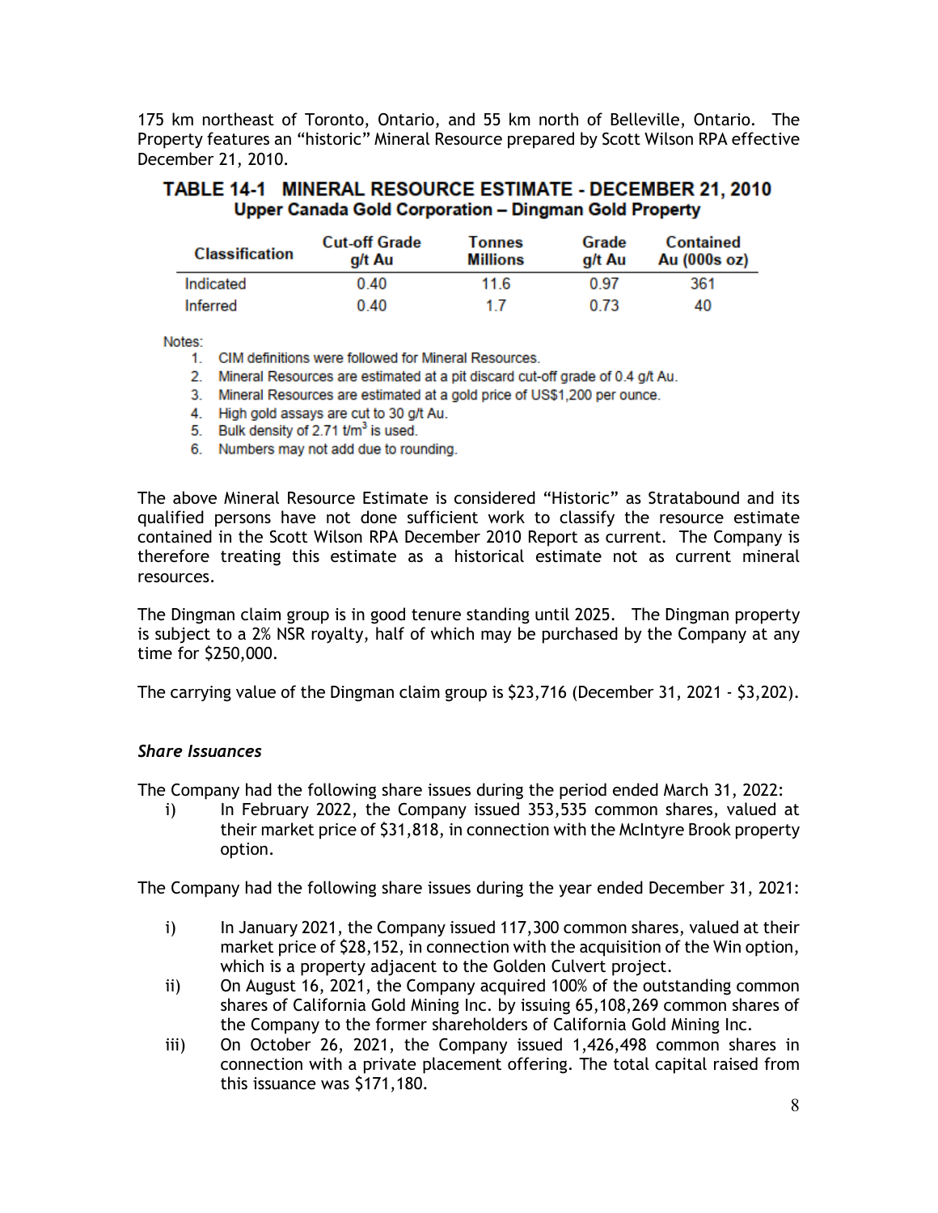175 km northeast of Toronto, Ontario, and 55 km north of Belleville, Ontario. The Property features an "historic" Mineral Resource prepared by Scott Wilson RPA effective December 21, 2010.

**TABLE 14-1 MINERAL RESOURCE ESTIMATE - DECEMBER 21, 2010**
**Upper Canada Gold Corporation – Dingman Gold Property**

| Classification | Cut-off Grade g/t Au | Tonnes Millions | Grade g/t Au | Contained Au (000s oz) |
|---|---|---|---|---|
| Indicated | 0.40 | 11.6 | 0.97 | 361 |
| Inferred | 0.40 | 1.7 | 0.73 | 40 |

Notes:
1. CIM definitions were followed for Mineral Resources.
2. Mineral Resources are estimated at a pit discard cut-off grade of 0.4 g/t Au.
3. Mineral Resources are estimated at a gold price of US$1,200 per ounce.
4. High gold assays are cut to 30 g/t Au.
5. Bulk density of 2.71 t/m$^3$ is used.
6. Numbers may not add due to rounding.

The above Mineral Resource Estimate is considered "Historic" as Stratabound and its qualified persons have not done sufficient work to classify the resource estimate contained in the Scott Wilson RPA December 2010 Report as current. The Company is therefore treating this estimate as a historical estimate not as current mineral resources.

The Dingman claim group is in good tenure standing until 2025. The Dingman property is subject to a 2% NSR royalty, half of which may be purchased by the Company at any time for $250,000.

The carrying value of the Dingman claim group is $23,716 (December 31, 2021 - $3,202).

***Share Issuances***

The Company had the following share issues during the period ended March 31, 2022:

i) In February 2022, the Company issued 353,535 common shares, valued at their market price of $31,818, in connection with the McIntyre Brook property option.

The Company had the following share issues during the year ended December 31, 2021:

i) In January 2021, the Company issued 117,300 common shares, valued at their market price of $28,152, in connection with the acquisition of the Win option, which is a property adjacent to the Golden Culvert project.

ii) On August 16, 2021, the Company acquired 100% of the outstanding common shares of California Gold Mining Inc. by issuing 65,108,269 common shares of the Company to the former shareholders of California Gold Mining Inc.

iii) On October 26, 2021, the Company issued 1,426,498 common shares in connection with a private placement offering. The total capital raised from this issuance was $171,180.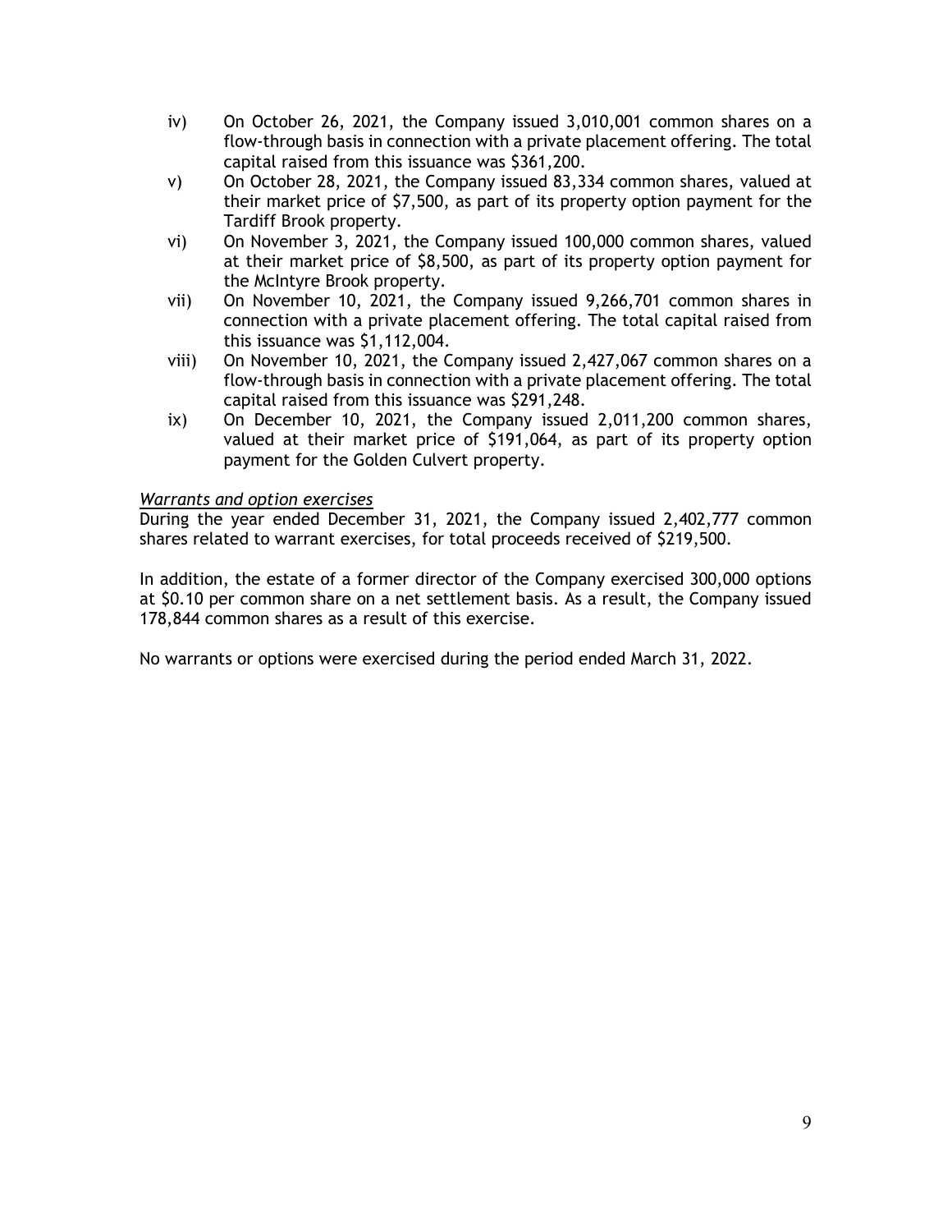iv) On October 26, 2021, the Company issued 3,010,001 common shares on a flow-through basis in connection with a private placement offering. The total capital raised from this issuance was $361,200.

v) On October 28, 2021, the Company issued 83,334 common shares, valued at their market price of $7,500, as part of its property option payment for the Tardiff Brook property.

vi) On November 3, 2021, the Company issued 100,000 common shares, valued at their market price of $8,500, as part of its property option payment for the McIntyre Brook property.

vii) On November 10, 2021, the Company issued 9,266,701 common shares in connection with a private placement offering. The total capital raised from this issuance was $1,112,004.

viii) On November 10, 2021, the Company issued 2,427,067 common shares on a flow-through basis in connection with a private placement offering. The total capital raised from this issuance was $291,248.

ix) On December 10, 2021, the Company issued 2,011,200 common shares, valued at their market price of $191,064, as part of its property option payment for the Golden Culvert property.

*Warrants and option exercises*

During the year ended December 31, 2021, the Company issued 2,402,777 common shares related to warrant exercises, for total proceeds received of $219,500.

In addition, the estate of a former director of the Company exercised 300,000 options at $0.10 per common share on a net settlement basis. As a result, the Company issued 178,844 common shares as a result of this exercise.

No warrants or options were exercised during the period ended March 31, 2022.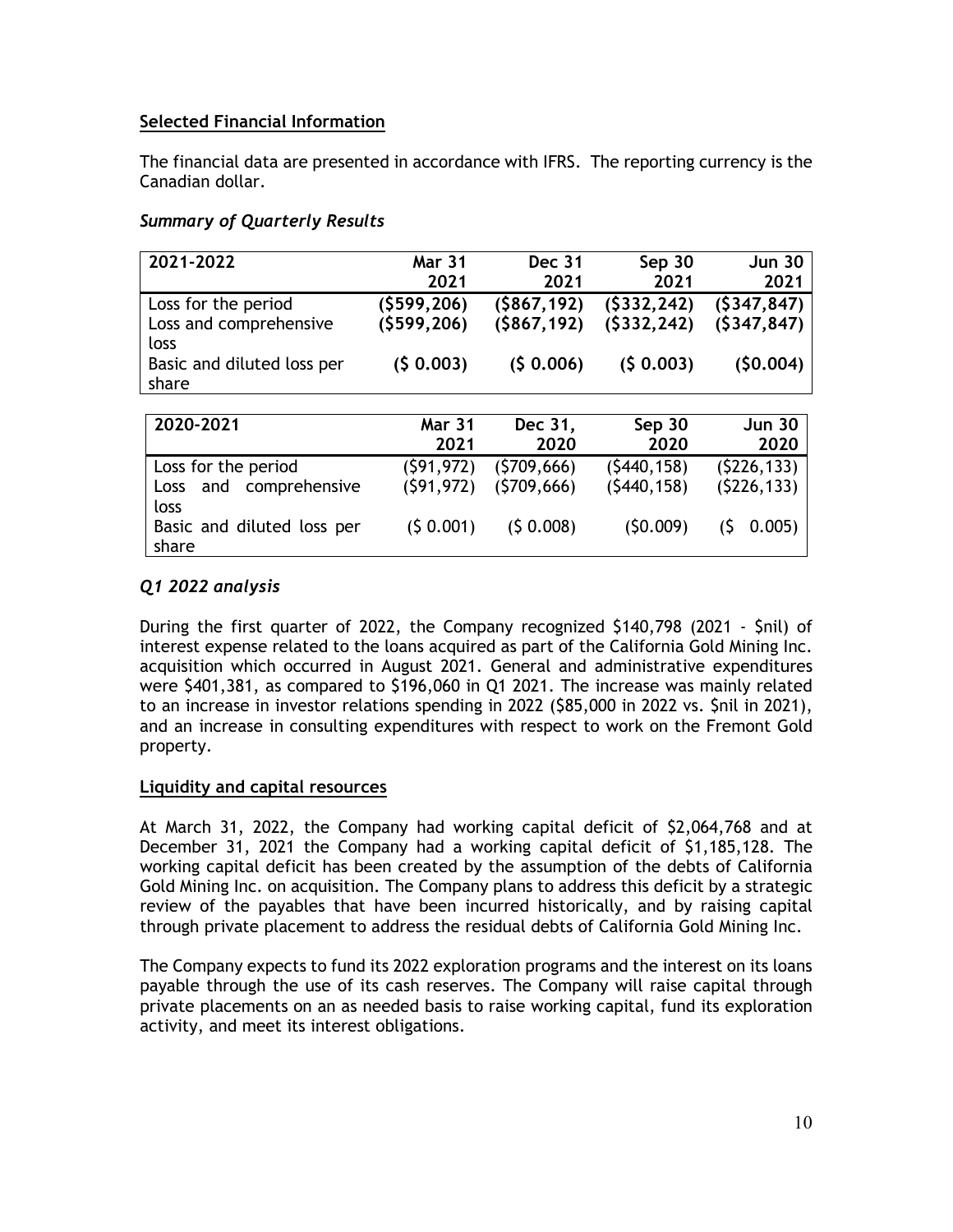## Selected Financial Information

The financial data are presented in accordance with IFRS. The reporting currency is the Canadian dollar.

### *Summary of Quarterly Results*

| 2021-2022 | Mar 31 2021 | Dec 31 2021 | Sep 30 2021 | Jun 30 2021 |
|---|---|---|---|---|
| Loss for the period | **($599,206)** | **($867,192)** | **($332,242)** | **($347,847)** |
| Loss and comprehensive loss | **($599,206)** | **($867,192)** | **($332,242)** | **($347,847)** |
| Basic and diluted loss per share | **($ 0.003)** | **($ 0.006)** | **($ 0.003)** | **($0.004)** |

| 2020-2021 | Mar 31 2021 | Dec 31, 2020 | Sep 30 2020 | Jun 30 2020 |
|---|---|---|---|---|
| Loss for the period | ($91,972) | ($709,666) | ($440,158) | ($226,133) |
| Loss and comprehensive loss | ($91,972) | ($709,666) | ($440,158) | ($226,133) |
| Basic and diluted loss per share | ($ 0.001) | ($ 0.008) | ($0.009) | ($ 0.005) |

### *Q1 2022 analysis*

During the first quarter of 2022, the Company recognized $140,798 (2021 - $nil) of interest expense related to the loans acquired as part of the California Gold Mining Inc. acquisition which occurred in August 2021. General and administrative expenditures were $401,381, as compared to $196,060 in Q1 2021. The increase was mainly related to an increase in investor relations spending in 2022 ($85,000 in 2022 vs. $nil in 2021), and an increase in consulting expenditures with respect to work on the Fremont Gold property.

## Liquidity and capital resources

At March 31, 2022, the Company had working capital deficit of $2,064,768 and at December 31, 2021 the Company had a working capital deficit of $1,185,128. The working capital deficit has been created by the assumption of the debts of California Gold Mining Inc. on acquisition. The Company plans to address this deficit by a strategic review of the payables that have been incurred historically, and by raising capital through private placement to address the residual debts of California Gold Mining Inc.

The Company expects to fund its 2022 exploration programs and the interest on its loans payable through the use of its cash reserves. The Company will raise capital through private placements on an as needed basis to raise working capital, fund its exploration activity, and meet its interest obligations.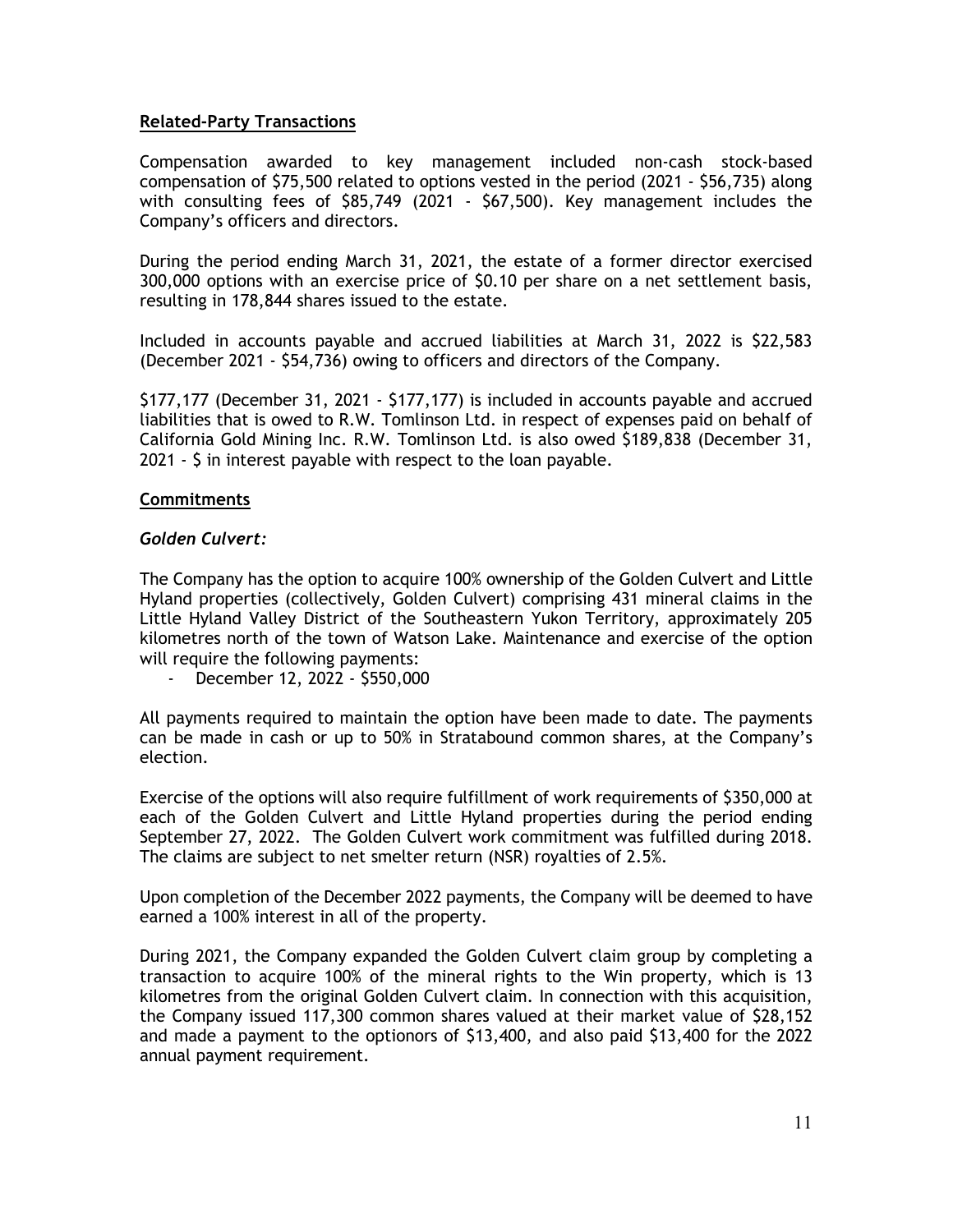## Related-Party Transactions

Compensation awarded to key management included non-cash stock-based compensation of $75,500 related to options vested in the period (2021 - $56,735) along with consulting fees of $85,749 (2021 - $67,500). Key management includes the Company's officers and directors.

During the period ending March 31, 2021, the estate of a former director exercised 300,000 options with an exercise price of $0.10 per share on a net settlement basis, resulting in 178,844 shares issued to the estate.

Included in accounts payable and accrued liabilities at March 31, 2022 is $22,583 (December 2021 - $54,736) owing to officers and directors of the Company.

$177,177 (December 31, 2021 - $177,177) is included in accounts payable and accrued liabilities that is owed to R.W. Tomlinson Ltd. in respect of expenses paid on behalf of California Gold Mining Inc. R.W. Tomlinson Ltd. is also owed $189,838 (December 31, 2021 - $ in interest payable with respect to the loan payable.

## Commitments

### *Golden Culvert:*

The Company has the option to acquire 100% ownership of the Golden Culvert and Little Hyland properties (collectively, Golden Culvert) comprising 431 mineral claims in the Little Hyland Valley District of the Southeastern Yukon Territory, approximately 205 kilometres north of the town of Watson Lake. Maintenance and exercise of the option will require the following payments:

- December 12, 2022 - $550,000

All payments required to maintain the option have been made to date. The payments can be made in cash or up to 50% in Stratabound common shares, at the Company's election.

Exercise of the options will also require fulfillment of work requirements of $350,000 at each of the Golden Culvert and Little Hyland properties during the period ending September 27, 2022. The Golden Culvert work commitment was fulfilled during 2018. The claims are subject to net smelter return (NSR) royalties of 2.5%.

Upon completion of the December 2022 payments, the Company will be deemed to have earned a 100% interest in all of the property.

During 2021, the Company expanded the Golden Culvert claim group by completing a transaction to acquire 100% of the mineral rights to the Win property, which is 13 kilometres from the original Golden Culvert claim. In connection with this acquisition, the Company issued 117,300 common shares valued at their market value of $28,152 and made a payment to the optionors of $13,400, and also paid $13,400 for the 2022 annual payment requirement.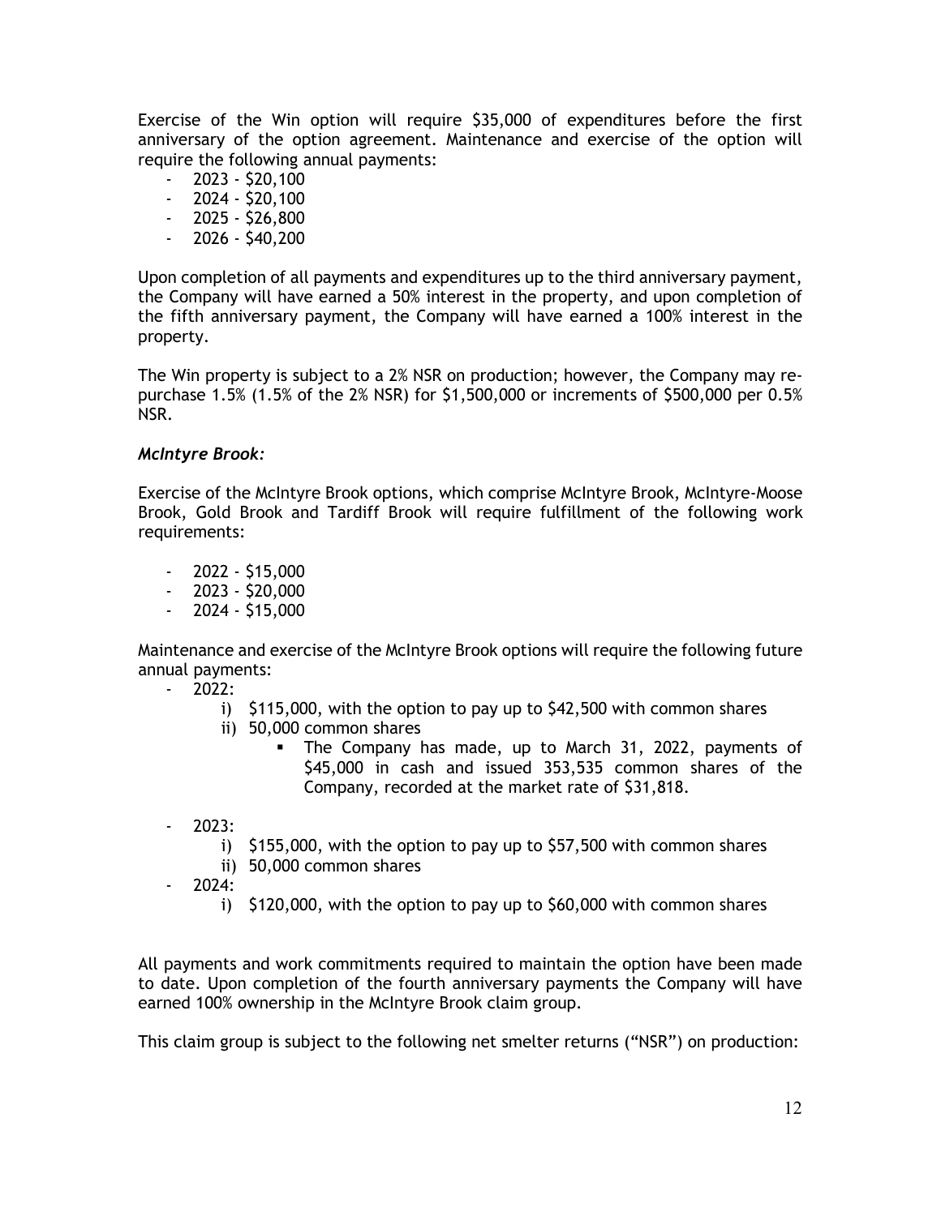Exercise of the Win option will require $35,000 of expenditures before the first anniversary of the option agreement. Maintenance and exercise of the option will require the following annual payments:

- 2023 - $20,100
- 2024 - $20,100
- 2025 - $26,800
- 2026 - $40,200

Upon completion of all payments and expenditures up to the third anniversary payment, the Company will have earned a 50% interest in the property, and upon completion of the fifth anniversary payment, the Company will have earned a 100% interest in the property.

The Win property is subject to a 2% NSR on production; however, the Company may re-purchase 1.5% (1.5% of the 2% NSR) for $1,500,000 or increments of $500,000 per 0.5% NSR.

***McIntyre Brook:***

Exercise of the McIntyre Brook options, which comprise McIntyre Brook, McIntyre-Moose Brook, Gold Brook and Tardiff Brook will require fulfillment of the following work requirements:

- 2022 - $15,000
- 2023 - $20,000
- 2024 - $15,000

Maintenance and exercise of the McIntyre Brook options will require the following future annual payments:

- 2022:
  - i) $115,000, with the option to pay up to $42,500 with common shares
  - ii) 50,000 common shares
    - The Company has made, up to March 31, 2022, payments of $45,000 in cash and issued 353,535 common shares of the Company, recorded at the market rate of $31,818.
- 2023:
  - i) $155,000, with the option to pay up to $57,500 with common shares
  - ii) 50,000 common shares
- 2024:
  - i) $120,000, with the option to pay up to $60,000 with common shares

All payments and work commitments required to maintain the option have been made to date. Upon completion of the fourth anniversary payments the Company will have earned 100% ownership in the McIntyre Brook claim group.

This claim group is subject to the following net smelter returns ("NSR") on production: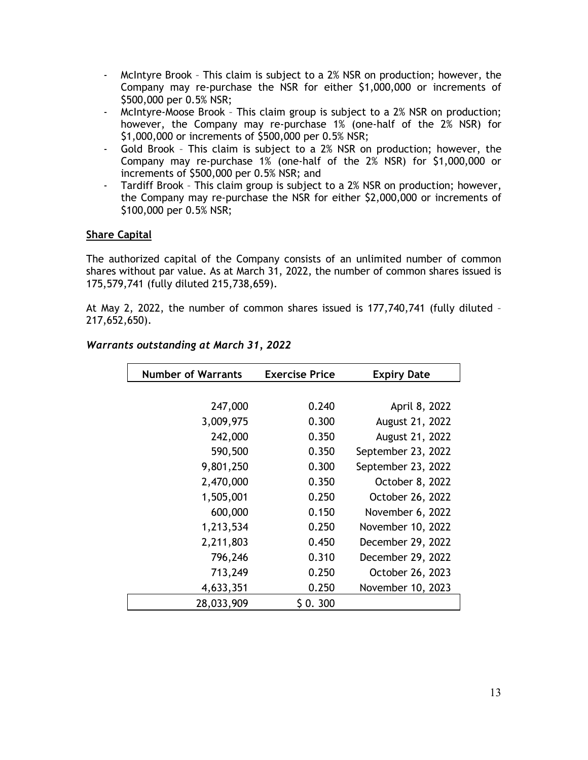- McIntyre Brook – This claim is subject to a 2% NSR on production; however, the Company may re-purchase the NSR for either $1,000,000 or increments of $500,000 per 0.5% NSR;
- McIntyre-Moose Brook – This claim group is subject to a 2% NSR on production; however, the Company may re-purchase 1% (one-half of the 2% NSR) for $1,000,000 or increments of $500,000 per 0.5% NSR;
- Gold Brook – This claim is subject to a 2% NSR on production; however, the Company may re-purchase 1% (one-half of the 2% NSR) for $1,000,000 or increments of $500,000 per 0.5% NSR; and
- Tardiff Brook – This claim group is subject to a 2% NSR on production; however, the Company may re-purchase the NSR for either $2,000,000 or increments of $100,000 per 0.5% NSR;

**Share Capital**

The authorized capital of the Company consists of an unlimited number of common shares without par value. As at March 31, 2022, the number of common shares issued is 175,579,741 (fully diluted 215,738,659).

At May 2, 2022, the number of common shares issued is 177,740,741 (fully diluted – 217,652,650).

***Warrants outstanding at March 31, 2022***

| Number of Warrants | Exercise Price | Expiry Date |
|---:|---:|---:|
| 247,000 | 0.240 | April 8, 2022 |
| 3,009,975 | 0.300 | August 21, 2022 |
| 242,000 | 0.350 | August 21, 2022 |
| 590,500 | 0.350 | September 23, 2022 |
| 9,801,250 | 0.300 | September 23, 2022 |
| 2,470,000 | 0.350 | October 8, 2022 |
| 1,505,001 | 0.250 | October 26, 2022 |
| 600,000 | 0.150 | November 6, 2022 |
| 1,213,534 | 0.250 | November 10, 2022 |
| 2,211,803 | 0.450 | December 29, 2022 |
| 796,246 | 0.310 | December 29, 2022 |
| 713,249 | 0.250 | October 26, 2023 |
| 4,633,351 | 0.250 | November 10, 2023 |
| 28,033,909 | $ 0. 300 | |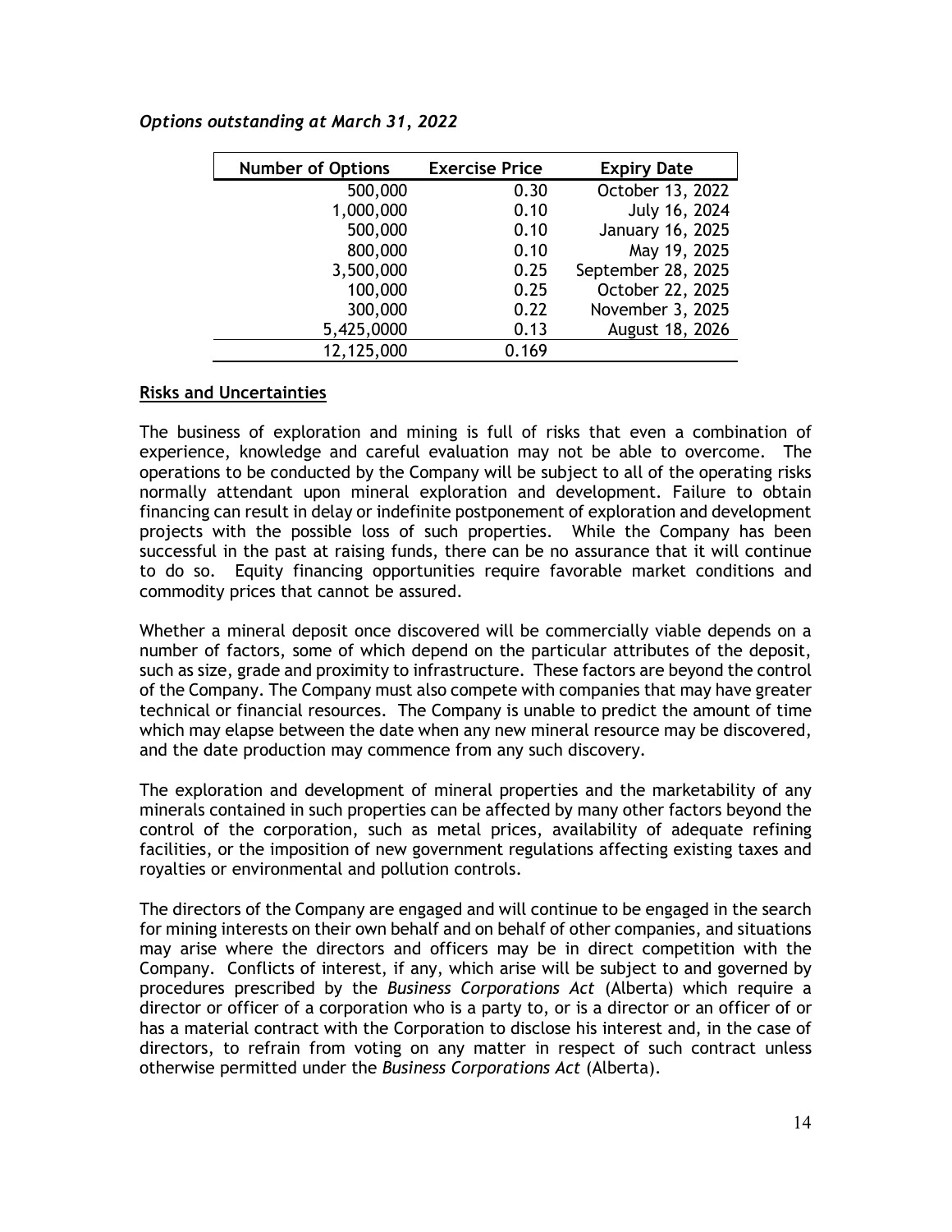*Options outstanding at March 31, 2022*

| Number of Options | Exercise Price | Expiry Date |
|---:|---:|---:|
| 500,000 | 0.30 | October 13, 2022 |
| 1,000,000 | 0.10 | July 16, 2024 |
| 500,000 | 0.10 | January 16, 2025 |
| 800,000 | 0.10 | May 19, 2025 |
| 3,500,000 | 0.25 | September 28, 2025 |
| 100,000 | 0.25 | October 22, 2025 |
| 300,000 | 0.22 | November 3, 2025 |
| 5,425,0000 | 0.13 | August 18, 2026 |
| 12,125,000 | 0.169 | |

**Risks and Uncertainties**

The business of exploration and mining is full of risks that even a combination of experience, knowledge and careful evaluation may not be able to overcome. The operations to be conducted by the Company will be subject to all of the operating risks normally attendant upon mineral exploration and development. Failure to obtain financing can result in delay or indefinite postponement of exploration and development projects with the possible loss of such properties. While the Company has been successful in the past at raising funds, there can be no assurance that it will continue to do so. Equity financing opportunities require favorable market conditions and commodity prices that cannot be assured.

Whether a mineral deposit once discovered will be commercially viable depends on a number of factors, some of which depend on the particular attributes of the deposit, such as size, grade and proximity to infrastructure. These factors are beyond the control of the Company. The Company must also compete with companies that may have greater technical or financial resources. The Company is unable to predict the amount of time which may elapse between the date when any new mineral resource may be discovered, and the date production may commence from any such discovery.

The exploration and development of mineral properties and the marketability of any minerals contained in such properties can be affected by many other factors beyond the control of the corporation, such as metal prices, availability of adequate refining facilities, or the imposition of new government regulations affecting existing taxes and royalties or environmental and pollution controls.

The directors of the Company are engaged and will continue to be engaged in the search for mining interests on their own behalf and on behalf of other companies, and situations may arise where the directors and officers may be in direct competition with the Company. Conflicts of interest, if any, which arise will be subject to and governed by procedures prescribed by the *Business Corporations Act* (Alberta) which require a director or officer of a corporation who is a party to, or is a director or an officer of or has a material contract with the Corporation to disclose his interest and, in the case of directors, to refrain from voting on any matter in respect of such contract unless otherwise permitted under the *Business Corporations Act* (Alberta).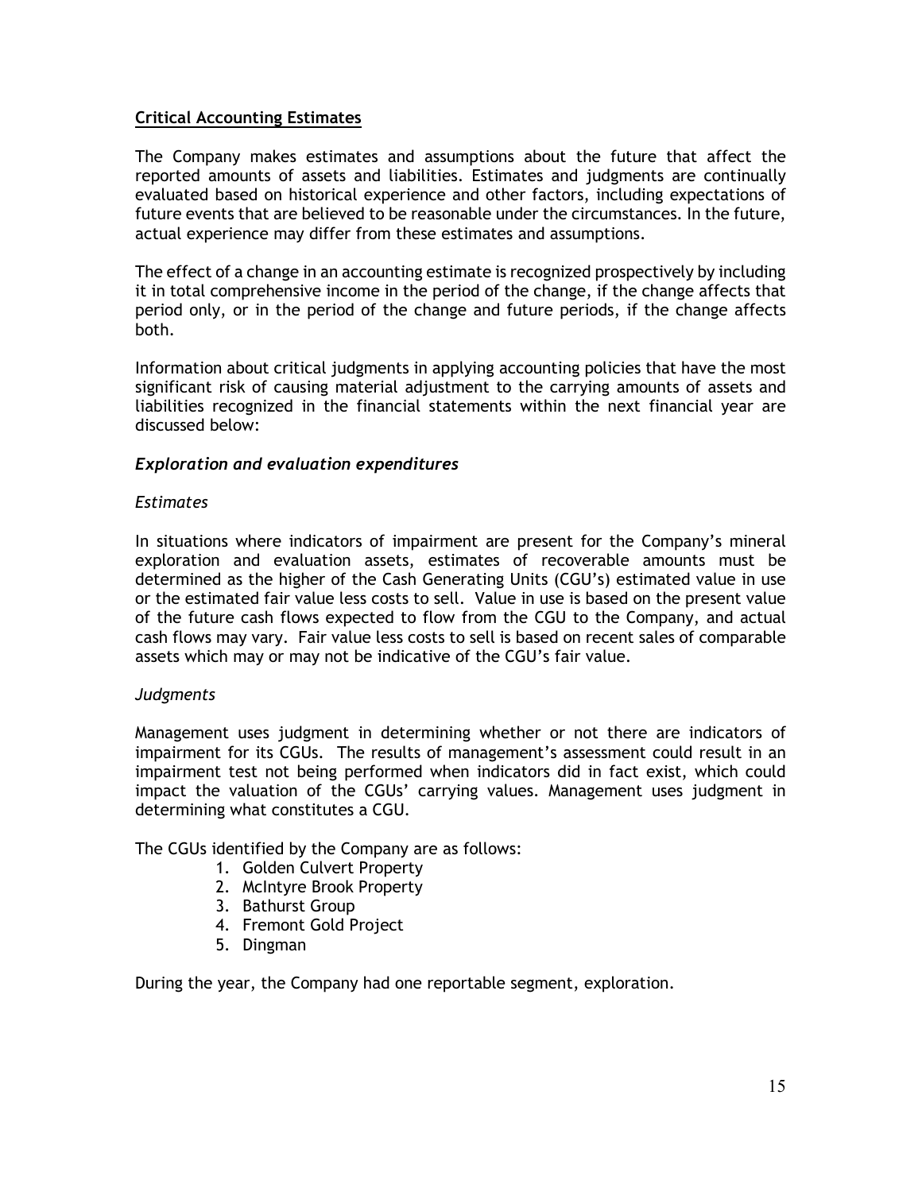## Critical Accounting Estimates

The Company makes estimates and assumptions about the future that affect the reported amounts of assets and liabilities. Estimates and judgments are continually evaluated based on historical experience and other factors, including expectations of future events that are believed to be reasonable under the circumstances. In the future, actual experience may differ from these estimates and assumptions.

The effect of a change in an accounting estimate is recognized prospectively by including it in total comprehensive income in the period of the change, if the change affects that period only, or in the period of the change and future periods, if the change affects both.

Information about critical judgments in applying accounting policies that have the most significant risk of causing material adjustment to the carrying amounts of assets and liabilities recognized in the financial statements within the next financial year are discussed below:

### *Exploration and evaluation expenditures*

*Estimates*

In situations where indicators of impairment are present for the Company's mineral exploration and evaluation assets, estimates of recoverable amounts must be determined as the higher of the Cash Generating Units (CGU's) estimated value in use or the estimated fair value less costs to sell. Value in use is based on the present value of the future cash flows expected to flow from the CGU to the Company, and actual cash flows may vary. Fair value less costs to sell is based on recent sales of comparable assets which may or may not be indicative of the CGU's fair value.

*Judgments*

Management uses judgment in determining whether or not there are indicators of impairment for its CGUs. The results of management's assessment could result in an impairment test not being performed when indicators did in fact exist, which could impact the valuation of the CGUs' carrying values. Management uses judgment in determining what constitutes a CGU.

The CGUs identified by the Company are as follows:

1. Golden Culvert Property
2. McIntyre Brook Property
3. Bathurst Group
4. Fremont Gold Project
5. Dingman

During the year, the Company had one reportable segment, exploration.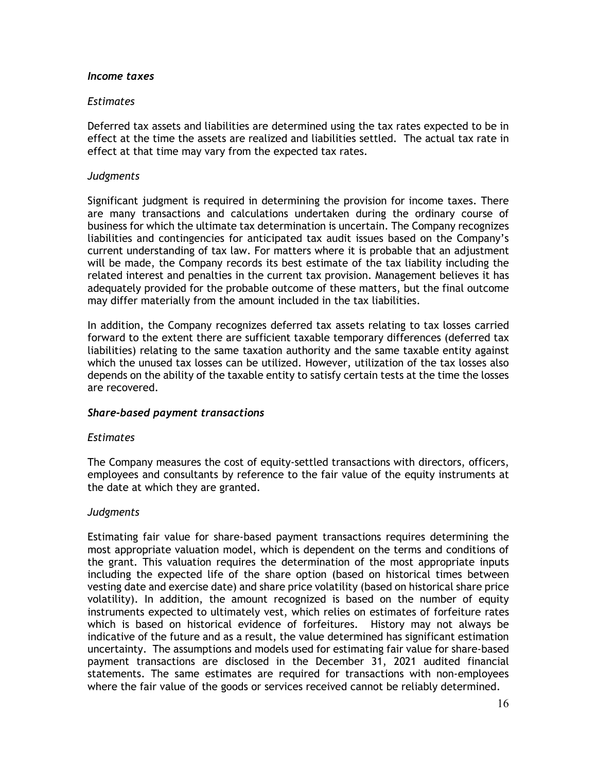***Income taxes***

*Estimates*

Deferred tax assets and liabilities are determined using the tax rates expected to be in effect at the time the assets are realized and liabilities settled. The actual tax rate in effect at that time may vary from the expected tax rates.

*Judgments*

Significant judgment is required in determining the provision for income taxes. There are many transactions and calculations undertaken during the ordinary course of business for which the ultimate tax determination is uncertain. The Company recognizes liabilities and contingencies for anticipated tax audit issues based on the Company's current understanding of tax law. For matters where it is probable that an adjustment will be made, the Company records its best estimate of the tax liability including the related interest and penalties in the current tax provision. Management believes it has adequately provided for the probable outcome of these matters, but the final outcome may differ materially from the amount included in the tax liabilities.

In addition, the Company recognizes deferred tax assets relating to tax losses carried forward to the extent there are sufficient taxable temporary differences (deferred tax liabilities) relating to the same taxation authority and the same taxable entity against which the unused tax losses can be utilized. However, utilization of the tax losses also depends on the ability of the taxable entity to satisfy certain tests at the time the losses are recovered.

***Share-based payment transactions***

*Estimates*

The Company measures the cost of equity-settled transactions with directors, officers, employees and consultants by reference to the fair value of the equity instruments at the date at which they are granted.

*Judgments*

Estimating fair value for share-based payment transactions requires determining the most appropriate valuation model, which is dependent on the terms and conditions of the grant. This valuation requires the determination of the most appropriate inputs including the expected life of the share option (based on historical times between vesting date and exercise date) and share price volatility (based on historical share price volatility). In addition, the amount recognized is based on the number of equity instruments expected to ultimately vest, which relies on estimates of forfeiture rates which is based on historical evidence of forfeitures. History may not always be indicative of the future and as a result, the value determined has significant estimation uncertainty. The assumptions and models used for estimating fair value for share-based payment transactions are disclosed in the December 31, 2021 audited financial statements. The same estimates are required for transactions with non-employees where the fair value of the goods or services received cannot be reliably determined.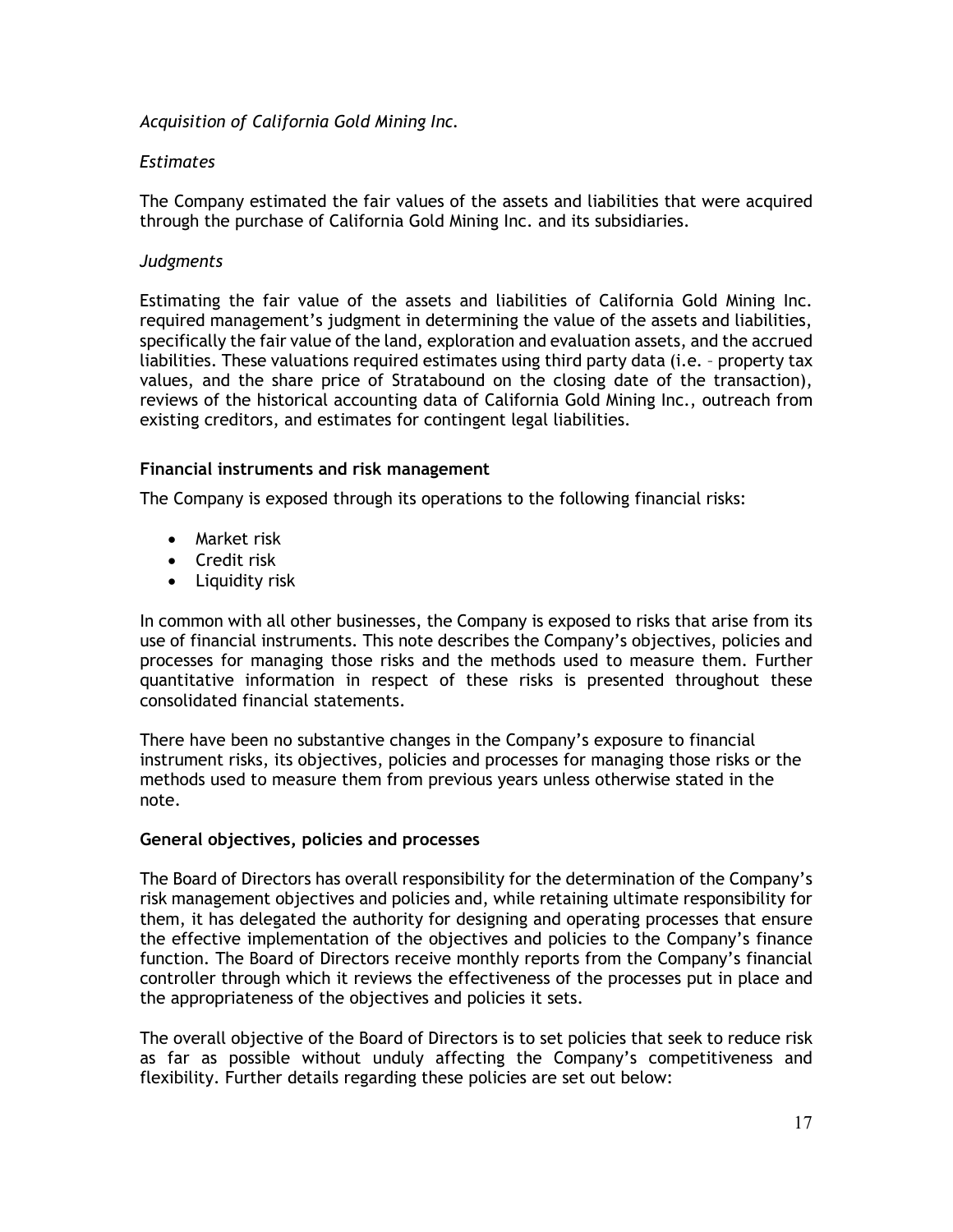*Acquisition of California Gold Mining Inc.*

*Estimates*

The Company estimated the fair values of the assets and liabilities that were acquired through the purchase of California Gold Mining Inc. and its subsidiaries.

*Judgments*

Estimating the fair value of the assets and liabilities of California Gold Mining Inc. required management's judgment in determining the value of the assets and liabilities, specifically the fair value of the land, exploration and evaluation assets, and the accrued liabilities. These valuations required estimates using third party data (i.e. – property tax values, and the share price of Stratabound on the closing date of the transaction), reviews of the historical accounting data of California Gold Mining Inc., outreach from existing creditors, and estimates for contingent legal liabilities.

**Financial instruments and risk management**

The Company is exposed through its operations to the following financial risks:

- Market risk
- Credit risk
- Liquidity risk

In common with all other businesses, the Company is exposed to risks that arise from its use of financial instruments. This note describes the Company's objectives, policies and processes for managing those risks and the methods used to measure them. Further quantitative information in respect of these risks is presented throughout these consolidated financial statements.

There have been no substantive changes in the Company's exposure to financial instrument risks, its objectives, policies and processes for managing those risks or the methods used to measure them from previous years unless otherwise stated in the note.

**General objectives, policies and processes**

The Board of Directors has overall responsibility for the determination of the Company's risk management objectives and policies and, while retaining ultimate responsibility for them, it has delegated the authority for designing and operating processes that ensure the effective implementation of the objectives and policies to the Company's finance function. The Board of Directors receive monthly reports from the Company's financial controller through which it reviews the effectiveness of the processes put in place and the appropriateness of the objectives and policies it sets.

The overall objective of the Board of Directors is to set policies that seek to reduce risk as far as possible without unduly affecting the Company's competitiveness and flexibility. Further details regarding these policies are set out below: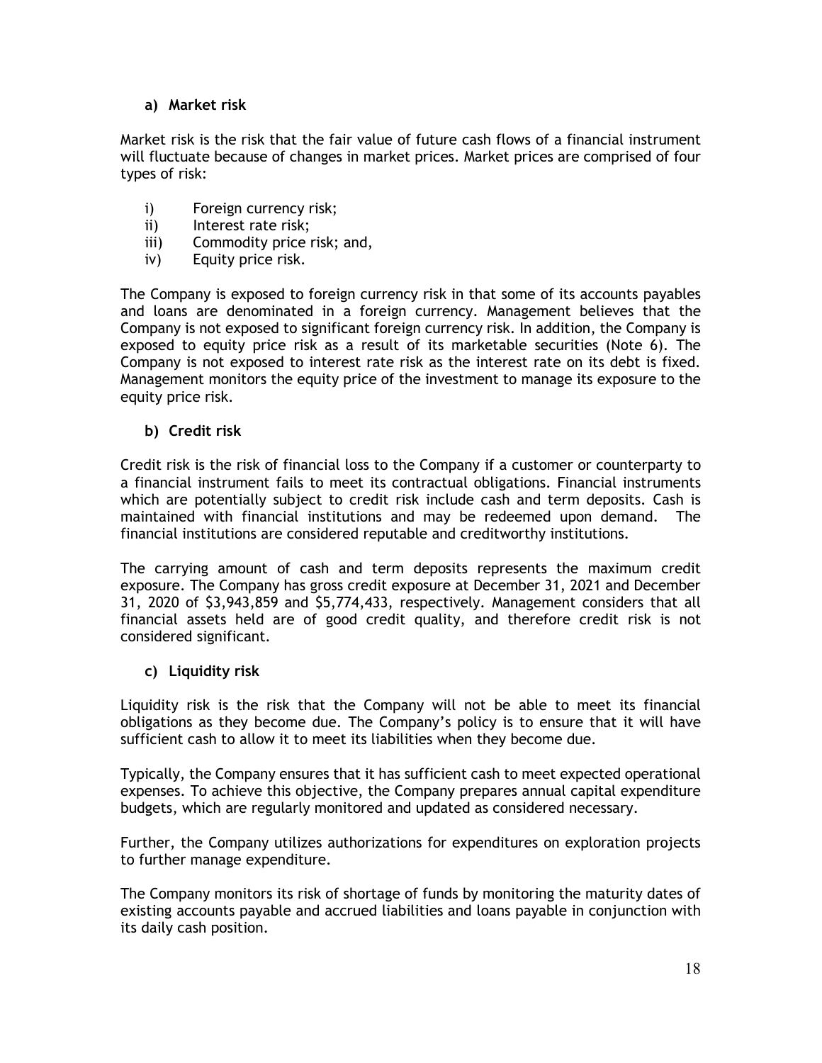#### a) Market risk

Market risk is the risk that the fair value of future cash flows of a financial instrument will fluctuate because of changes in market prices. Market prices are comprised of four types of risk:

i) Foreign currency risk;
ii) Interest rate risk;
iii) Commodity price risk; and,
iv) Equity price risk.

The Company is exposed to foreign currency risk in that some of its accounts payables and loans are denominated in a foreign currency. Management believes that the Company is not exposed to significant foreign currency risk. In addition, the Company is exposed to equity price risk as a result of its marketable securities (Note 6). The Company is not exposed to interest rate risk as the interest rate on its debt is fixed. Management monitors the equity price of the investment to manage its exposure to the equity price risk.

#### b) Credit risk

Credit risk is the risk of financial loss to the Company if a customer or counterparty to a financial instrument fails to meet its contractual obligations. Financial instruments which are potentially subject to credit risk include cash and term deposits. Cash is maintained with financial institutions and may be redeemed upon demand. The financial institutions are considered reputable and creditworthy institutions.

The carrying amount of cash and term deposits represents the maximum credit exposure. The Company has gross credit exposure at December 31, 2021 and December 31, 2020 of $3,943,859 and $5,774,433, respectively. Management considers that all financial assets held are of good credit quality, and therefore credit risk is not considered significant.

#### c) Liquidity risk

Liquidity risk is the risk that the Company will not be able to meet its financial obligations as they become due. The Company's policy is to ensure that it will have sufficient cash to allow it to meet its liabilities when they become due.

Typically, the Company ensures that it has sufficient cash to meet expected operational expenses. To achieve this objective, the Company prepares annual capital expenditure budgets, which are regularly monitored and updated as considered necessary.

Further, the Company utilizes authorizations for expenditures on exploration projects to further manage expenditure.

The Company monitors its risk of shortage of funds by monitoring the maturity dates of existing accounts payable and accrued liabilities and loans payable in conjunction with its daily cash position.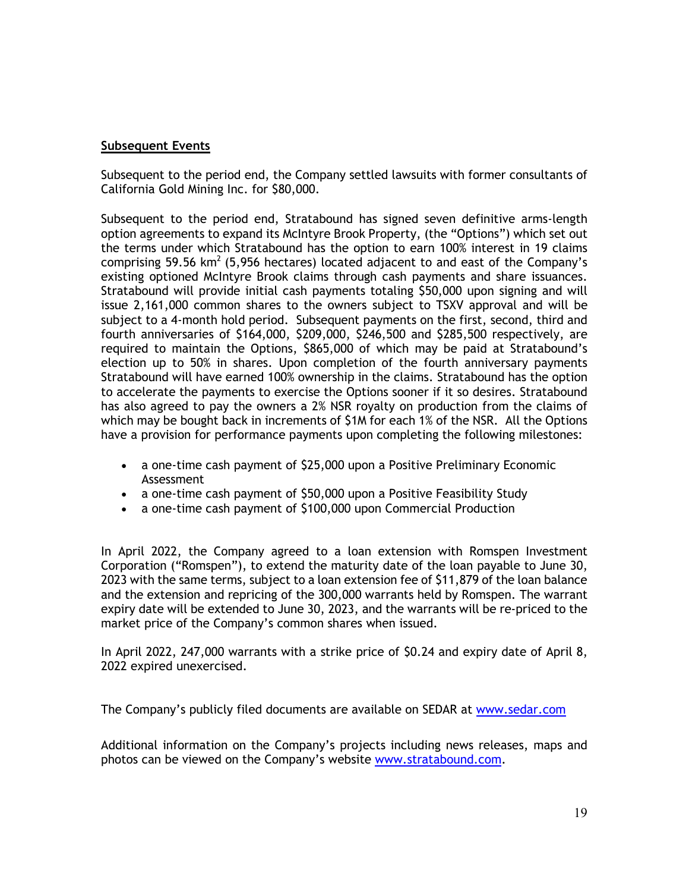**Subsequent Events**

Subsequent to the period end, the Company settled lawsuits with former consultants of California Gold Mining Inc. for $80,000.

Subsequent to the period end, Stratabound has signed seven definitive arms-length option agreements to expand its McIntyre Brook Property, (the "Options") which set out the terms under which Stratabound has the option to earn 100% interest in 19 claims comprising 59.56 $km^2$ (5,956 hectares) located adjacent to and east of the Company's existing optioned McIntyre Brook claims through cash payments and share issuances. Stratabound will provide initial cash payments totaling $50,000 upon signing and will issue 2,161,000 common shares to the owners subject to TSXV approval and will be subject to a 4-month hold period. Subsequent payments on the first, second, third and fourth anniversaries of $164,000, $209,000, $246,500 and $285,500 respectively, are required to maintain the Options, $865,000 of which may be paid at Stratabound's election up to 50% in shares. Upon completion of the fourth anniversary payments Stratabound will have earned 100% ownership in the claims. Stratabound has the option to accelerate the payments to exercise the Options sooner if it so desires. Stratabound has also agreed to pay the owners a 2% NSR royalty on production from the claims of which may be bought back in increments of $1M for each 1% of the NSR. All the Options have a provision for performance payments upon completing the following milestones:

- a one-time cash payment of $25,000 upon a Positive Preliminary Economic Assessment
- a one-time cash payment of $50,000 upon a Positive Feasibility Study
- a one-time cash payment of $100,000 upon Commercial Production

In April 2022, the Company agreed to a loan extension with Romspen Investment Corporation ("Romspen"), to extend the maturity date of the loan payable to June 30, 2023 with the same terms, subject to a loan extension fee of $11,879 of the loan balance and the extension and repricing of the 300,000 warrants held by Romspen. The warrant expiry date will be extended to June 30, 2023, and the warrants will be re-priced to the market price of the Company's common shares when issued.

In April 2022, 247,000 warrants with a strike price of $0.24 and expiry date of April 8, 2022 expired unexercised.

The Company's publicly filed documents are available on SEDAR at www.sedar.com

Additional information on the Company's projects including news releases, maps and photos can be viewed on the Company's website www.stratabound.com.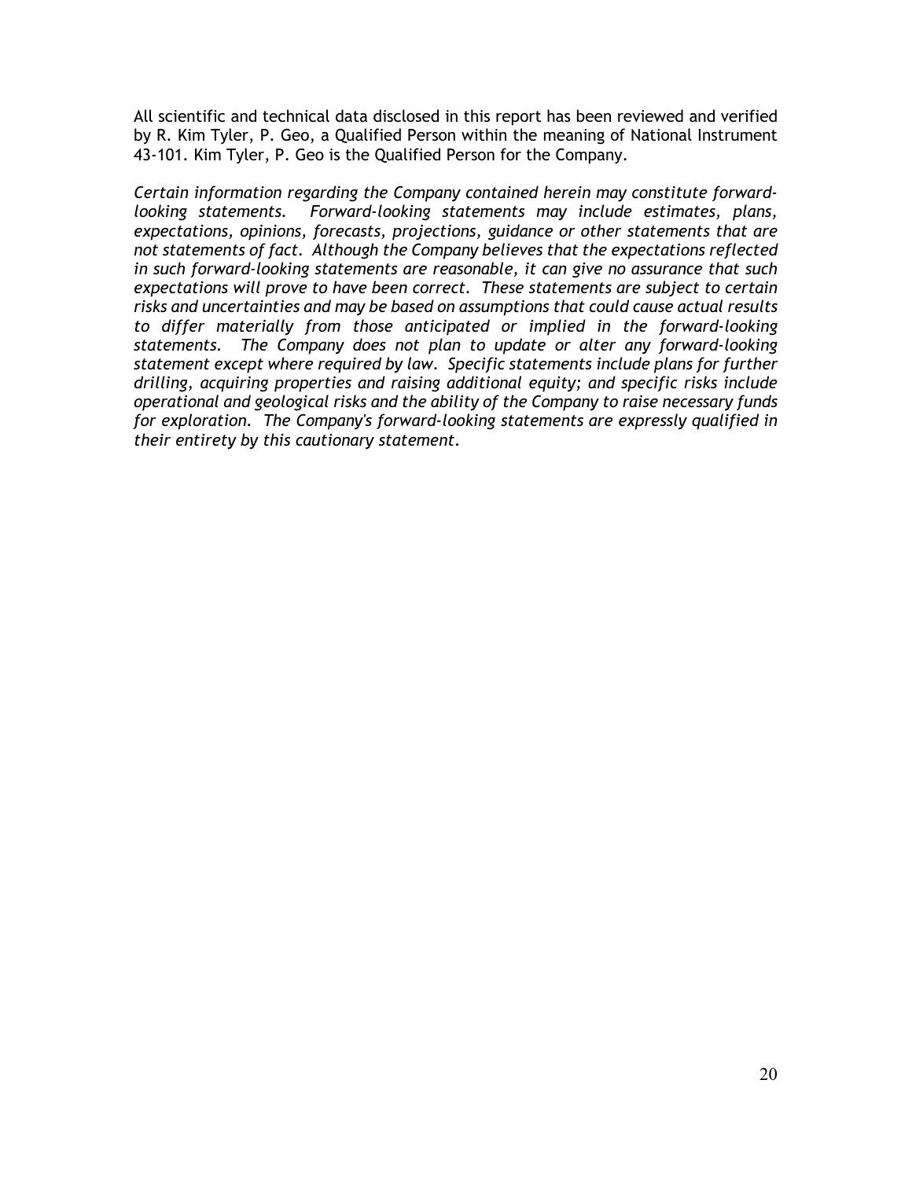All scientific and technical data disclosed in this report has been reviewed and verified by R. Kim Tyler, P. Geo, a Qualified Person within the meaning of National Instrument 43-101. Kim Tyler, P. Geo is the Qualified Person for the Company.

*Certain information regarding the Company contained herein may constitute forward-looking statements. Forward-looking statements may include estimates, plans, expectations, opinions, forecasts, projections, guidance or other statements that are not statements of fact. Although the Company believes that the expectations reflected in such forward-looking statements are reasonable, it can give no assurance that such expectations will prove to have been correct. These statements are subject to certain risks and uncertainties and may be based on assumptions that could cause actual results to differ materially from those anticipated or implied in the forward-looking statements. The Company does not plan to update or alter any forward-looking statement except where required by law. Specific statements include plans for further drilling, acquiring properties and raising additional equity; and specific risks include operational and geological risks and the ability of the Company to raise necessary funds for exploration. The Company's forward-looking statements are expressly qualified in their entirety by this cautionary statement.*